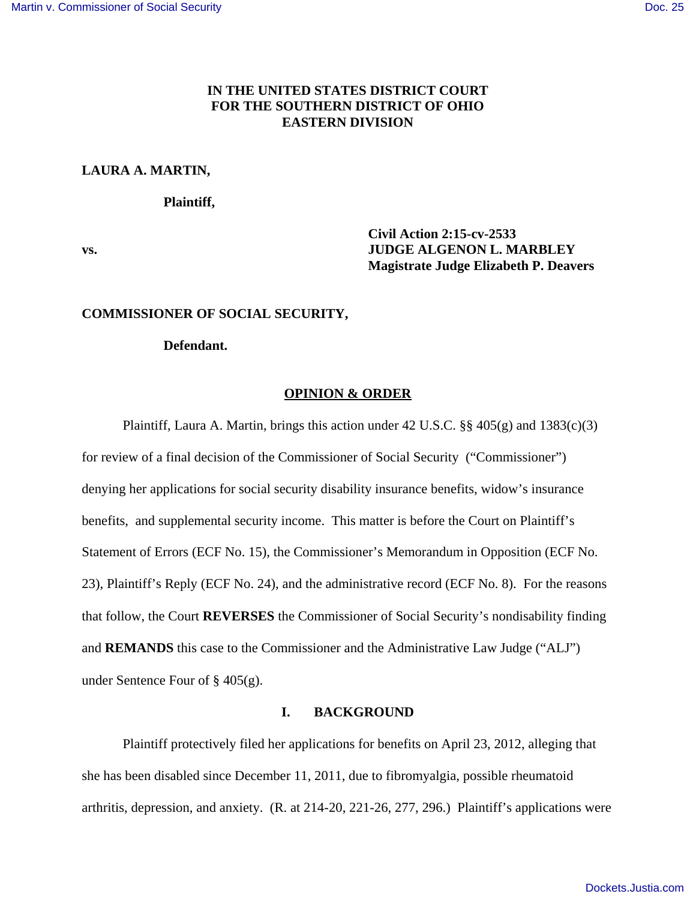**IN THE UNITED STATES DISTRICT COURT**
**FOR THE SOUTHERN DISTRICT OF OHIO**
**EASTERN DIVISION**

**LAURA A. MARTIN,**

**Plaintiff,**

**vs.**

**Civil Action 2:15-cv-2533**
**JUDGE ALGENON L. MARBLEY**
**Magistrate Judge Elizabeth P. Deavers**

**COMMISSIONER OF SOCIAL SECURITY,**

**Defendant.**

## OPINION & ORDER

Plaintiff, Laura A. Martin, brings this action under 42 U.S.C. §§ 405(g) and 1383(c)(3) for review of a final decision of the Commissioner of Social Security ("Commissioner") denying her applications for social security disability insurance benefits, widow's insurance benefits, and supplemental security income. This matter is before the Court on Plaintiff's Statement of Errors (ECF No. 15), the Commissioner's Memorandum in Opposition (ECF No. 23), Plaintiff's Reply (ECF No. 24), and the administrative record (ECF No. 8). For the reasons that follow, the Court **REVERSES** the Commissioner of Social Security's nondisability finding and **REMANDS** this case to the Commissioner and the Administrative Law Judge ("ALJ") under Sentence Four of § 405(g).

## I. BACKGROUND

Plaintiff protectively filed her applications for benefits on April 23, 2012, alleging that she has been disabled since December 11, 2011, due to fibromyalgia, possible rheumatoid arthritis, depression, and anxiety. (R. at 214-20, 221-26, 277, 296.) Plaintiff's applications were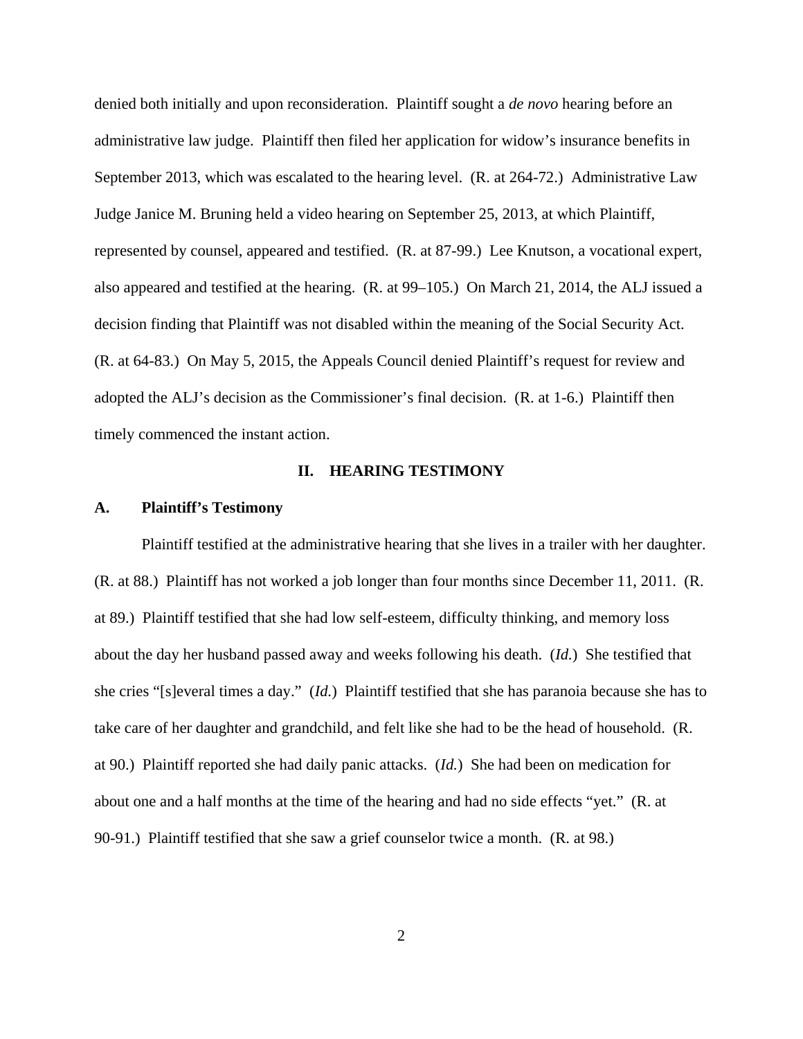denied both initially and upon reconsideration. Plaintiff sought a *de novo* hearing before an administrative law judge. Plaintiff then filed her application for widow's insurance benefits in September 2013, which was escalated to the hearing level. (R. at 264-72.) Administrative Law Judge Janice M. Bruning held a video hearing on September 25, 2013, at which Plaintiff, represented by counsel, appeared and testified. (R. at 87-99.) Lee Knutson, a vocational expert, also appeared and testified at the hearing. (R. at 99–105.) On March 21, 2014, the ALJ issued a decision finding that Plaintiff was not disabled within the meaning of the Social Security Act. (R. at 64-83.) On May 5, 2015, the Appeals Council denied Plaintiff's request for review and adopted the ALJ's decision as the Commissioner's final decision. (R. at 1-6.) Plaintiff then timely commenced the instant action.

## II. HEARING TESTIMONY

### A. Plaintiff's Testimony

Plaintiff testified at the administrative hearing that she lives in a trailer with her daughter. (R. at 88.) Plaintiff has not worked a job longer than four months since December 11, 2011. (R. at 89.) Plaintiff testified that she had low self-esteem, difficulty thinking, and memory loss about the day her husband passed away and weeks following his death. (*Id.*) She testified that she cries "[s]everal times a day." (*Id.*) Plaintiff testified that she has paranoia because she has to take care of her daughter and grandchild, and felt like she had to be the head of household. (R. at 90.) Plaintiff reported she had daily panic attacks. (*Id.*) She had been on medication for about one and a half months at the time of the hearing and had no side effects "yet." (R. at 90-91.) Plaintiff testified that she saw a grief counselor twice a month. (R. at 98.)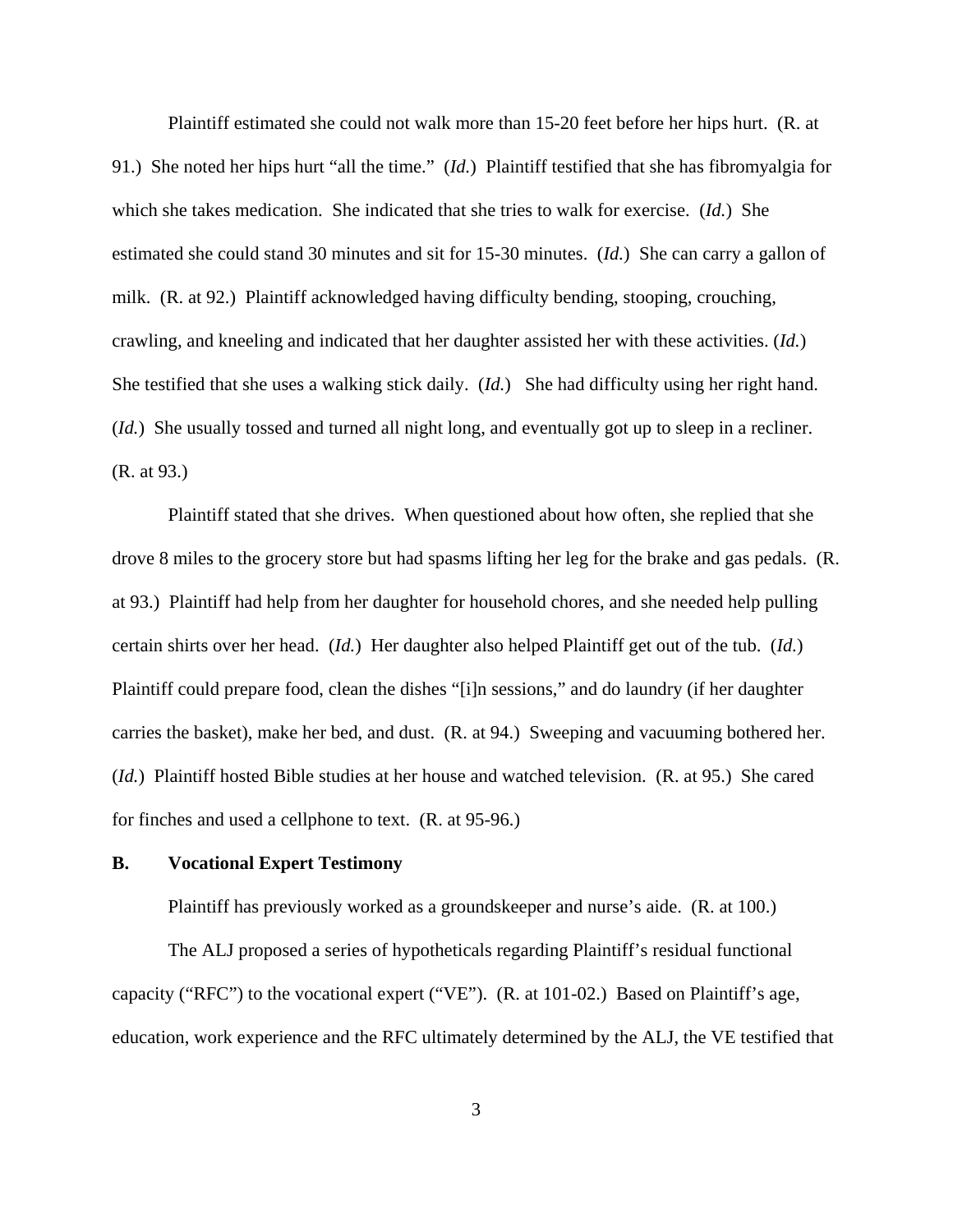Plaintiff estimated she could not walk more than 15-20 feet before her hips hurt. (R. at 91.) She noted her hips hurt "all the time." (*Id.*) Plaintiff testified that she has fibromyalgia for which she takes medication. She indicated that she tries to walk for exercise. (*Id.*) She estimated she could stand 30 minutes and sit for 15-30 minutes. (*Id.*) She can carry a gallon of milk. (R. at 92.) Plaintiff acknowledged having difficulty bending, stooping, crouching, crawling, and kneeling and indicated that her daughter assisted her with these activities. (*Id.*) She testified that she uses a walking stick daily. (*Id.*) She had difficulty using her right hand. (*Id.*) She usually tossed and turned all night long, and eventually got up to sleep in a recliner. (R. at 93.)

Plaintiff stated that she drives. When questioned about how often, she replied that she drove 8 miles to the grocery store but had spasms lifting her leg for the brake and gas pedals. (R. at 93.) Plaintiff had help from her daughter for household chores, and she needed help pulling certain shirts over her head. (*Id.*) Her daughter also helped Plaintiff get out of the tub. (*Id.*) Plaintiff could prepare food, clean the dishes "[i]n sessions," and do laundry (if her daughter carries the basket), make her bed, and dust. (R. at 94.) Sweeping and vacuuming bothered her. (*Id.*) Plaintiff hosted Bible studies at her house and watched television. (R. at 95.) She cared for finches and used a cellphone to text. (R. at 95-96.)

**B. Vocational Expert Testimony**

Plaintiff has previously worked as a groundskeeper and nurse's aide. (R. at 100.)

The ALJ proposed a series of hypotheticals regarding Plaintiff's residual functional capacity ("RFC") to the vocational expert ("VE"). (R. at 101-02.) Based on Plaintiff's age, education, work experience and the RFC ultimately determined by the ALJ, the VE testified that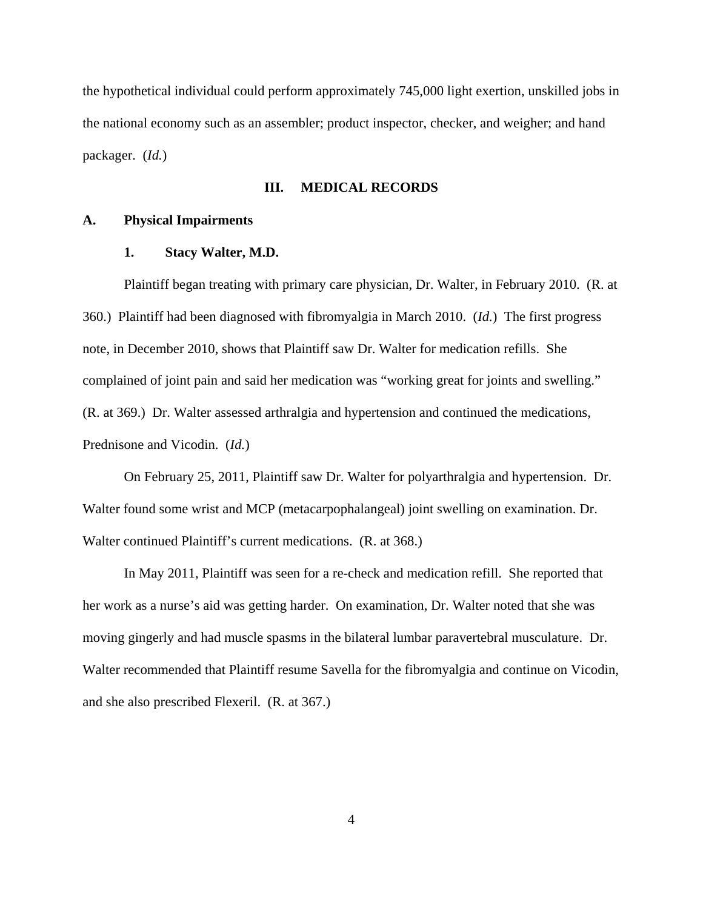the hypothetical individual could perform approximately 745,000 light exertion, unskilled jobs in the national economy such as an assembler; product inspector, checker, and weigher; and hand packager. (*Id.*)

## III. MEDICAL RECORDS

### A. Physical Impairments

#### 1. Stacy Walter, M.D.

Plaintiff began treating with primary care physician, Dr. Walter, in February 2010. (R. at 360.) Plaintiff had been diagnosed with fibromyalgia in March 2010. (*Id.*) The first progress note, in December 2010, shows that Plaintiff saw Dr. Walter for medication refills. She complained of joint pain and said her medication was "working great for joints and swelling." (R. at 369.) Dr. Walter assessed arthralgia and hypertension and continued the medications, Prednisone and Vicodin. (*Id.*)

On February 25, 2011, Plaintiff saw Dr. Walter for polyarthralgia and hypertension. Dr. Walter found some wrist and MCP (metacarpophalangeal) joint swelling on examination. Dr. Walter continued Plaintiff's current medications. (R. at 368.)

In May 2011, Plaintiff was seen for a re-check and medication refill. She reported that her work as a nurse's aid was getting harder. On examination, Dr. Walter noted that she was moving gingerly and had muscle spasms in the bilateral lumbar paravertebral musculature. Dr. Walter recommended that Plaintiff resume Savella for the fibromyalgia and continue on Vicodin, and she also prescribed Flexeril. (R. at 367.)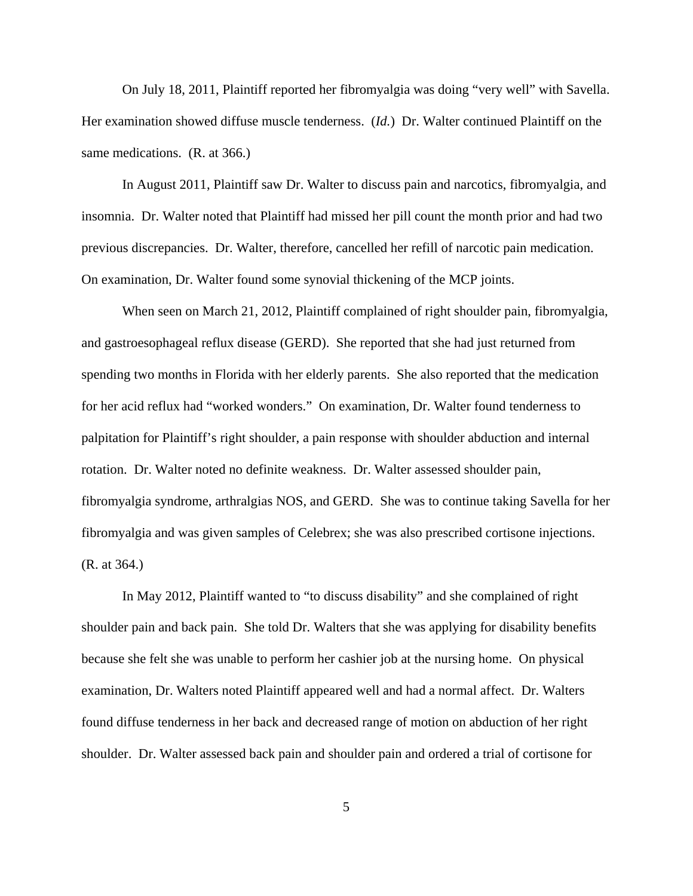On July 18, 2011, Plaintiff reported her fibromyalgia was doing "very well" with Savella. Her examination showed diffuse muscle tenderness. (*Id.*) Dr. Walter continued Plaintiff on the same medications. (R. at 366.)

In August 2011, Plaintiff saw Dr. Walter to discuss pain and narcotics, fibromyalgia, and insomnia. Dr. Walter noted that Plaintiff had missed her pill count the month prior and had two previous discrepancies. Dr. Walter, therefore, cancelled her refill of narcotic pain medication. On examination, Dr. Walter found some synovial thickening of the MCP joints.

When seen on March 21, 2012, Plaintiff complained of right shoulder pain, fibromyalgia, and gastroesophageal reflux disease (GERD). She reported that she had just returned from spending two months in Florida with her elderly parents. She also reported that the medication for her acid reflux had "worked wonders." On examination, Dr. Walter found tenderness to palpitation for Plaintiff's right shoulder, a pain response with shoulder abduction and internal rotation. Dr. Walter noted no definite weakness. Dr. Walter assessed shoulder pain, fibromyalgia syndrome, arthralgias NOS, and GERD. She was to continue taking Savella for her fibromyalgia and was given samples of Celebrex; she was also prescribed cortisone injections. (R. at 364.)

In May 2012, Plaintiff wanted to "to discuss disability" and she complained of right shoulder pain and back pain. She told Dr. Walters that she was applying for disability benefits because she felt she was unable to perform her cashier job at the nursing home. On physical examination, Dr. Walters noted Plaintiff appeared well and had a normal affect. Dr. Walters found diffuse tenderness in her back and decreased range of motion on abduction of her right shoulder. Dr. Walter assessed back pain and shoulder pain and ordered a trial of cortisone for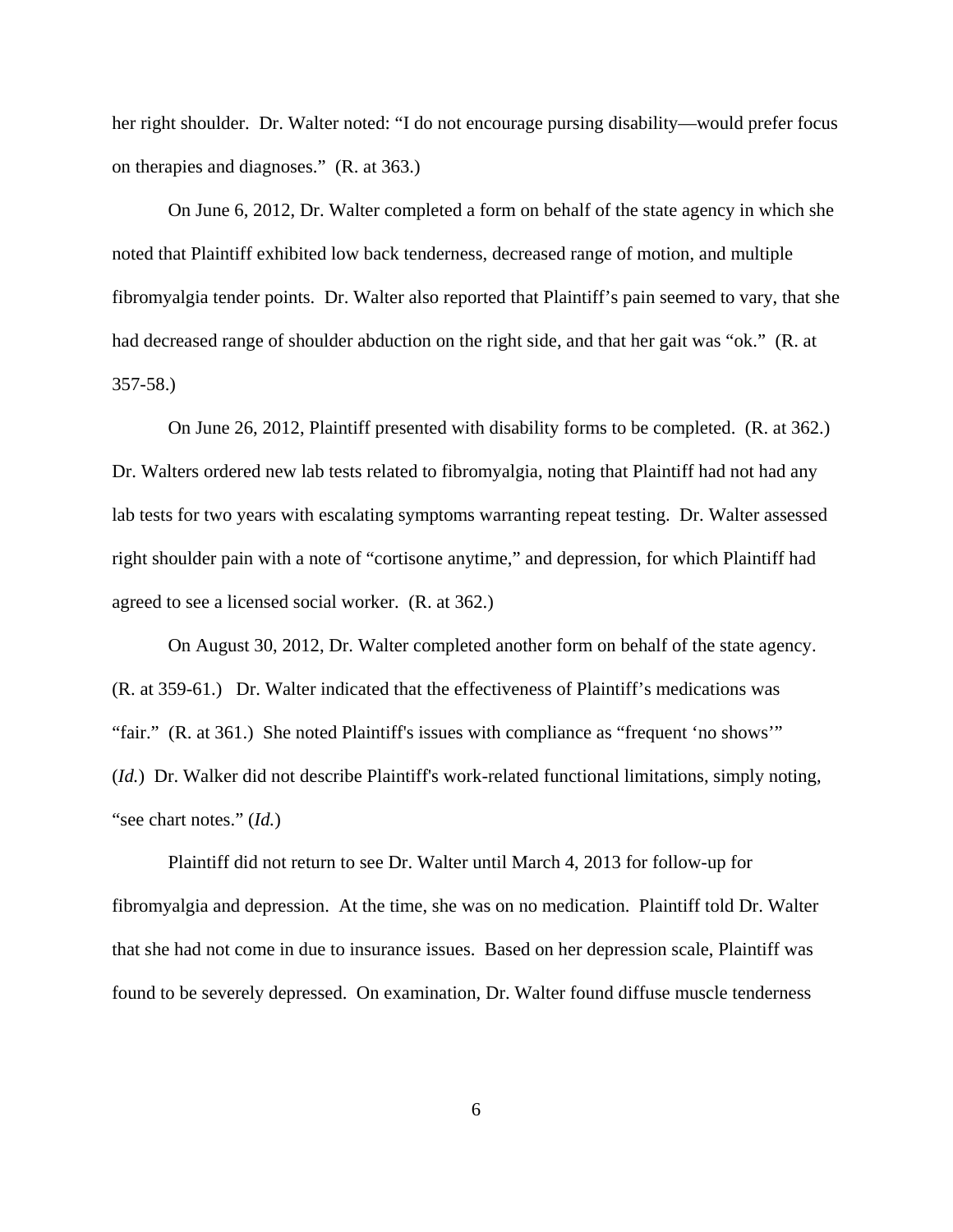her right shoulder. Dr. Walter noted: "I do not encourage pursing disability—would prefer focus on therapies and diagnoses." (R. at 363.)

On June 6, 2012, Dr. Walter completed a form on behalf of the state agency in which she noted that Plaintiff exhibited low back tenderness, decreased range of motion, and multiple fibromyalgia tender points. Dr. Walter also reported that Plaintiff's pain seemed to vary, that she had decreased range of shoulder abduction on the right side, and that her gait was "ok." (R. at 357-58.)

On June 26, 2012, Plaintiff presented with disability forms to be completed. (R. at 362.) Dr. Walters ordered new lab tests related to fibromyalgia, noting that Plaintiff had not had any lab tests for two years with escalating symptoms warranting repeat testing. Dr. Walter assessed right shoulder pain with a note of "cortisone anytime," and depression, for which Plaintiff had agreed to see a licensed social worker. (R. at 362.)

On August 30, 2012, Dr. Walter completed another form on behalf of the state agency. (R. at 359-61.) Dr. Walter indicated that the effectiveness of Plaintiff's medications was "fair." (R. at 361.) She noted Plaintiff's issues with compliance as "frequent 'no shows'" (*Id.*) Dr. Walker did not describe Plaintiff's work-related functional limitations, simply noting, "see chart notes." (*Id.*)

Plaintiff did not return to see Dr. Walter until March 4, 2013 for follow-up for fibromyalgia and depression. At the time, she was on no medication. Plaintiff told Dr. Walter that she had not come in due to insurance issues. Based on her depression scale, Plaintiff was found to be severely depressed. On examination, Dr. Walter found diffuse muscle tenderness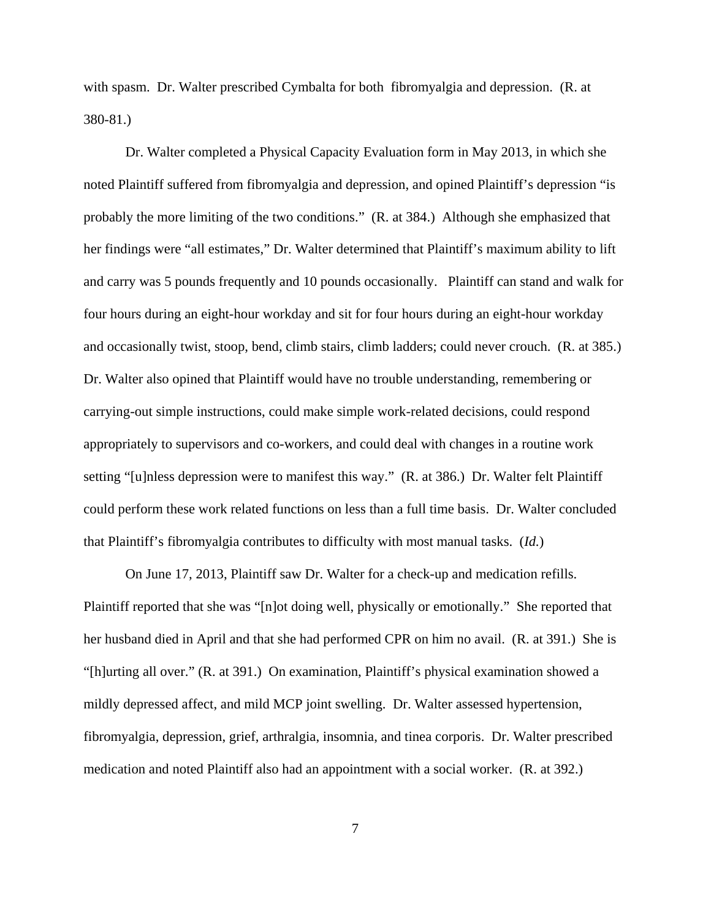with spasm. Dr. Walter prescribed Cymbalta for both fibromyalgia and depression. (R. at 380-81.)

Dr. Walter completed a Physical Capacity Evaluation form in May 2013, in which she noted Plaintiff suffered from fibromyalgia and depression, and opined Plaintiff's depression "is probably the more limiting of the two conditions." (R. at 384.) Although she emphasized that her findings were "all estimates," Dr. Walter determined that Plaintiff's maximum ability to lift and carry was 5 pounds frequently and 10 pounds occasionally. Plaintiff can stand and walk for four hours during an eight-hour workday and sit for four hours during an eight-hour workday and occasionally twist, stoop, bend, climb stairs, climb ladders; could never crouch. (R. at 385.) Dr. Walter also opined that Plaintiff would have no trouble understanding, remembering or carrying-out simple instructions, could make simple work-related decisions, could respond appropriately to supervisors and co-workers, and could deal with changes in a routine work setting "[u]nless depression were to manifest this way." (R. at 386.) Dr. Walter felt Plaintiff could perform these work related functions on less than a full time basis. Dr. Walter concluded that Plaintiff's fibromyalgia contributes to difficulty with most manual tasks. (*Id.*)

On June 17, 2013, Plaintiff saw Dr. Walter for a check-up and medication refills. Plaintiff reported that she was "[n]ot doing well, physically or emotionally." She reported that her husband died in April and that she had performed CPR on him no avail. (R. at 391.) She is "[h]urting all over." (R. at 391.) On examination, Plaintiff's physical examination showed a mildly depressed affect, and mild MCP joint swelling. Dr. Walter assessed hypertension, fibromyalgia, depression, grief, arthralgia, insomnia, and tinea corporis. Dr. Walter prescribed medication and noted Plaintiff also had an appointment with a social worker. (R. at 392.)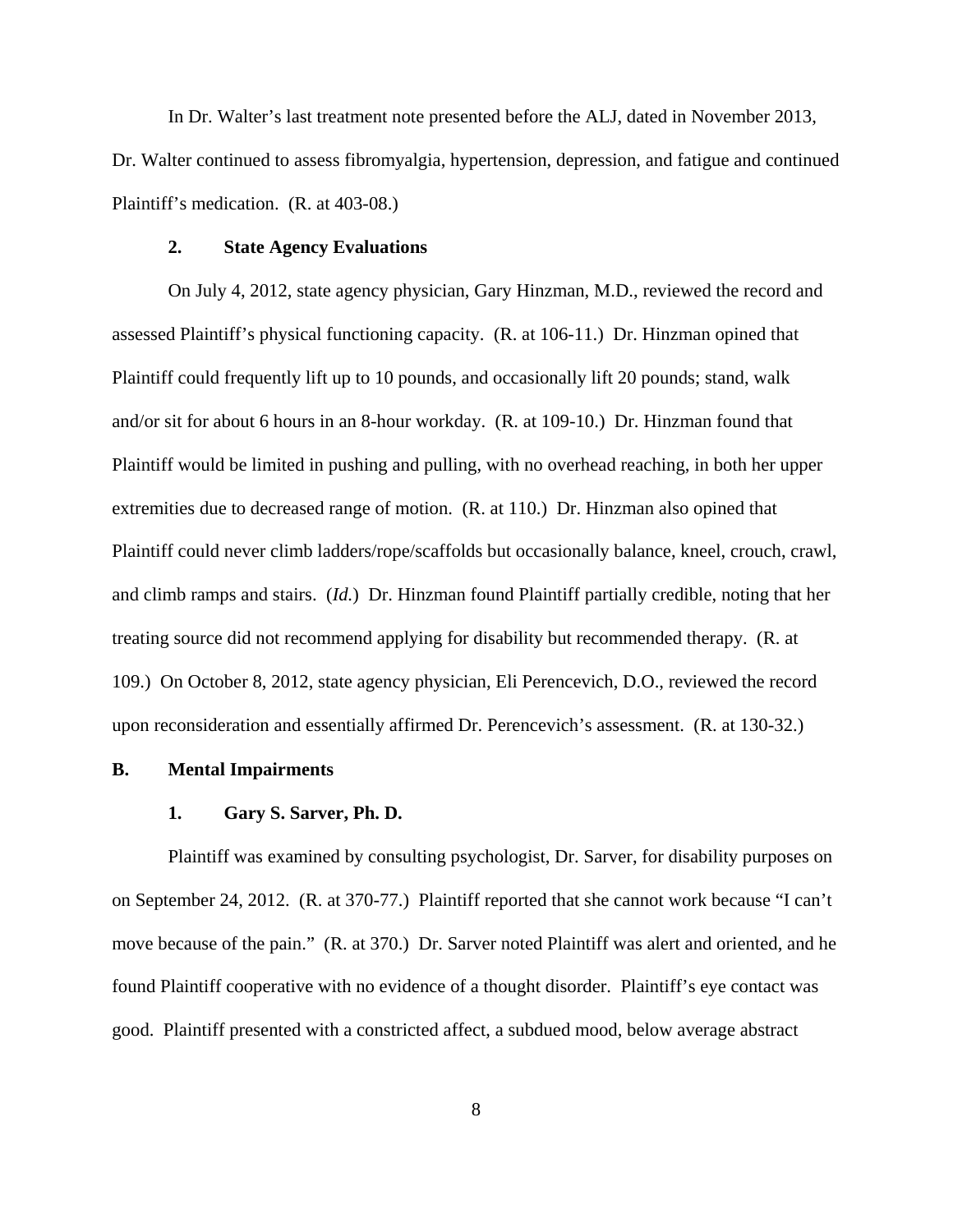In Dr. Walter's last treatment note presented before the ALJ, dated in November 2013, Dr. Walter continued to assess fibromyalgia, hypertension, depression, and fatigue and continued Plaintiff's medication. (R. at 403-08.)

**2. State Agency Evaluations**

On July 4, 2012, state agency physician, Gary Hinzman, M.D., reviewed the record and assessed Plaintiff's physical functioning capacity. (R. at 106-11.) Dr. Hinzman opined that Plaintiff could frequently lift up to 10 pounds, and occasionally lift 20 pounds; stand, walk and/or sit for about 6 hours in an 8-hour workday. (R. at 109-10.) Dr. Hinzman found that Plaintiff would be limited in pushing and pulling, with no overhead reaching, in both her upper extremities due to decreased range of motion. (R. at 110.) Dr. Hinzman also opined that Plaintiff could never climb ladders/rope/scaffolds but occasionally balance, kneel, crouch, crawl, and climb ramps and stairs. (*Id.*) Dr. Hinzman found Plaintiff partially credible, noting that her treating source did not recommend applying for disability but recommended therapy. (R. at 109.) On October 8, 2012, state agency physician, Eli Perencevich, D.O., reviewed the record upon reconsideration and essentially affirmed Dr. Perencevich's assessment. (R. at 130-32.)

**B. Mental Impairments**

**1. Gary S. Sarver, Ph. D.**

Plaintiff was examined by consulting psychologist, Dr. Sarver, for disability purposes on on September 24, 2012. (R. at 370-77.) Plaintiff reported that she cannot work because "I can't move because of the pain." (R. at 370.) Dr. Sarver noted Plaintiff was alert and oriented, and he found Plaintiff cooperative with no evidence of a thought disorder. Plaintiff's eye contact was good. Plaintiff presented with a constricted affect, a subdued mood, below average abstract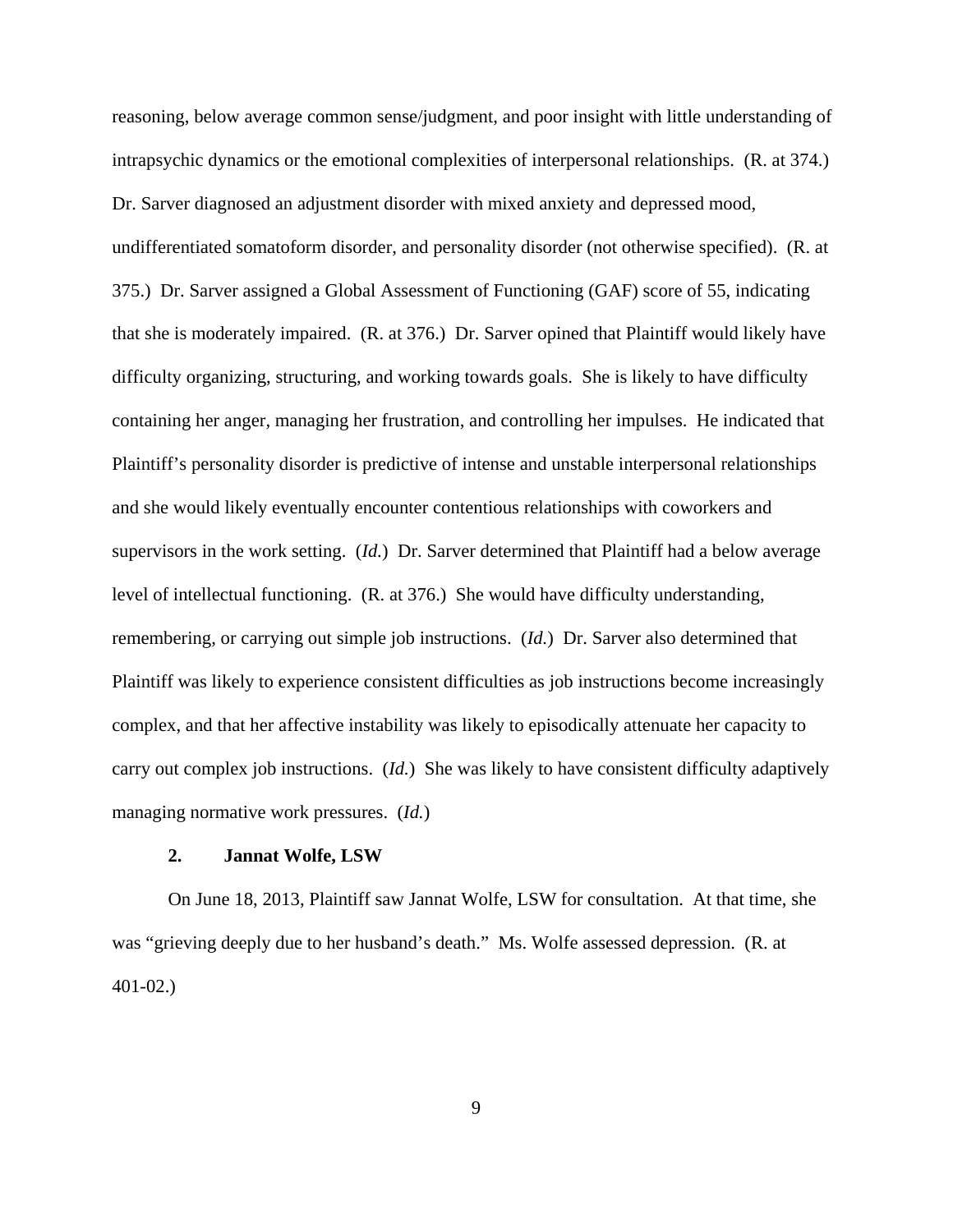reasoning, below average common sense/judgment, and poor insight with little understanding of intrapsychic dynamics or the emotional complexities of interpersonal relationships. (R. at 374.) Dr. Sarver diagnosed an adjustment disorder with mixed anxiety and depressed mood, undifferentiated somatoform disorder, and personality disorder (not otherwise specified). (R. at 375.) Dr. Sarver assigned a Global Assessment of Functioning (GAF) score of 55, indicating that she is moderately impaired. (R. at 376.) Dr. Sarver opined that Plaintiff would likely have difficulty organizing, structuring, and working towards goals. She is likely to have difficulty containing her anger, managing her frustration, and controlling her impulses. He indicated that Plaintiff's personality disorder is predictive of intense and unstable interpersonal relationships and she would likely eventually encounter contentious relationships with coworkers and supervisors in the work setting. (*Id.*) Dr. Sarver determined that Plaintiff had a below average level of intellectual functioning. (R. at 376.) She would have difficulty understanding, remembering, or carrying out simple job instructions. (*Id.*) Dr. Sarver also determined that Plaintiff was likely to experience consistent difficulties as job instructions become increasingly complex, and that her affective instability was likely to episodically attenuate her capacity to carry out complex job instructions. (*Id.*) She was likely to have consistent difficulty adaptively managing normative work pressures. (*Id.*)

**2. Jannat Wolfe, LSW**

On June 18, 2013, Plaintiff saw Jannat Wolfe, LSW for consultation. At that time, she was "grieving deeply due to her husband's death." Ms. Wolfe assessed depression. (R. at 401-02.)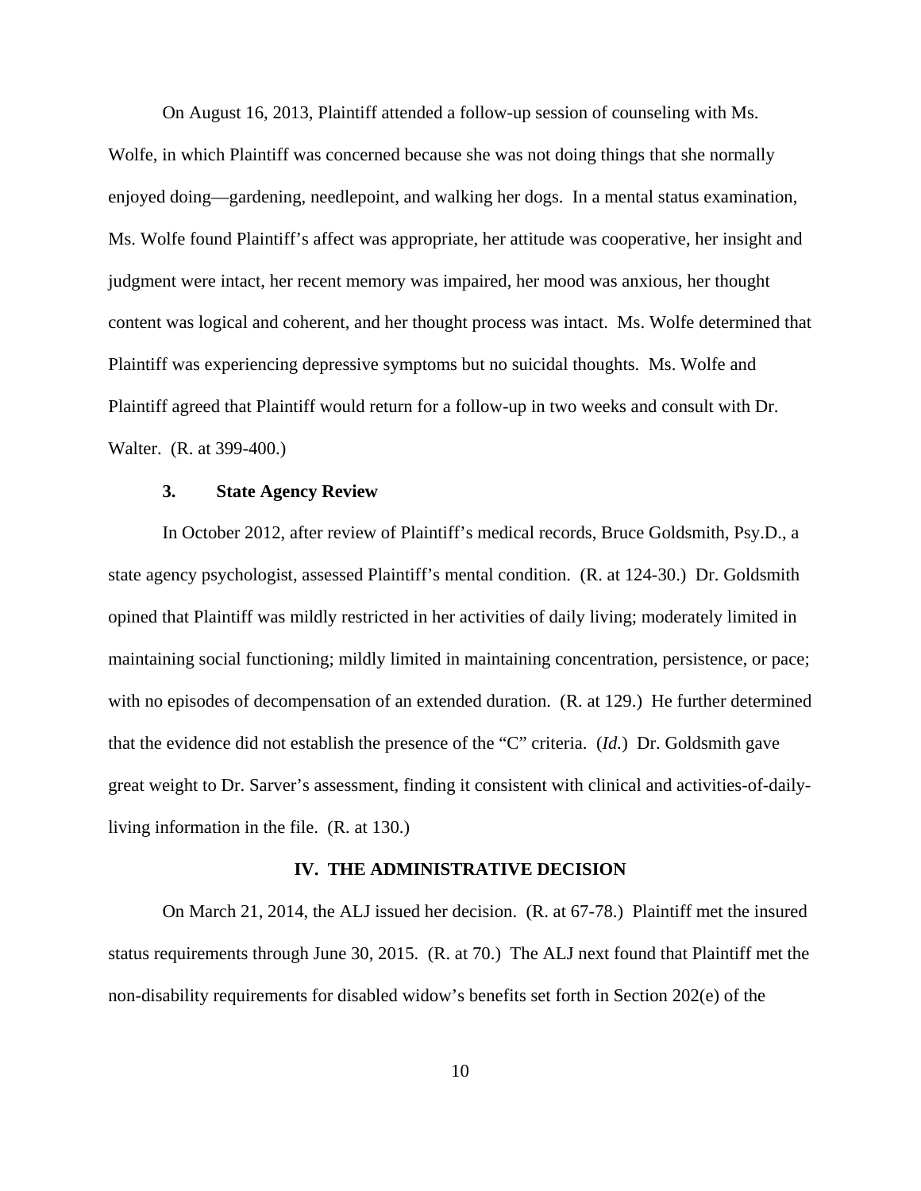On August 16, 2013, Plaintiff attended a follow-up session of counseling with Ms. Wolfe, in which Plaintiff was concerned because she was not doing things that she normally enjoyed doing—gardening, needlepoint, and walking her dogs. In a mental status examination, Ms. Wolfe found Plaintiff's affect was appropriate, her attitude was cooperative, her insight and judgment were intact, her recent memory was impaired, her mood was anxious, her thought content was logical and coherent, and her thought process was intact. Ms. Wolfe determined that Plaintiff was experiencing depressive symptoms but no suicidal thoughts. Ms. Wolfe and Plaintiff agreed that Plaintiff would return for a follow-up in two weeks and consult with Dr. Walter. (R. at 399-400.)

### 3. State Agency Review

In October 2012, after review of Plaintiff's medical records, Bruce Goldsmith, Psy.D., a state agency psychologist, assessed Plaintiff's mental condition. (R. at 124-30.) Dr. Goldsmith opined that Plaintiff was mildly restricted in her activities of daily living; moderately limited in maintaining social functioning; mildly limited in maintaining concentration, persistence, or pace; with no episodes of decompensation of an extended duration. (R. at 129.) He further determined that the evidence did not establish the presence of the "C" criteria. (*Id.*) Dr. Goldsmith gave great weight to Dr. Sarver's assessment, finding it consistent with clinical and activities-of-daily-living information in the file. (R. at 130.)

## IV. THE ADMINISTRATIVE DECISION

On March 21, 2014, the ALJ issued her decision. (R. at 67-78.) Plaintiff met the insured status requirements through June 30, 2015. (R. at 70.) The ALJ next found that Plaintiff met the non-disability requirements for disabled widow's benefits set forth in Section 202(e) of the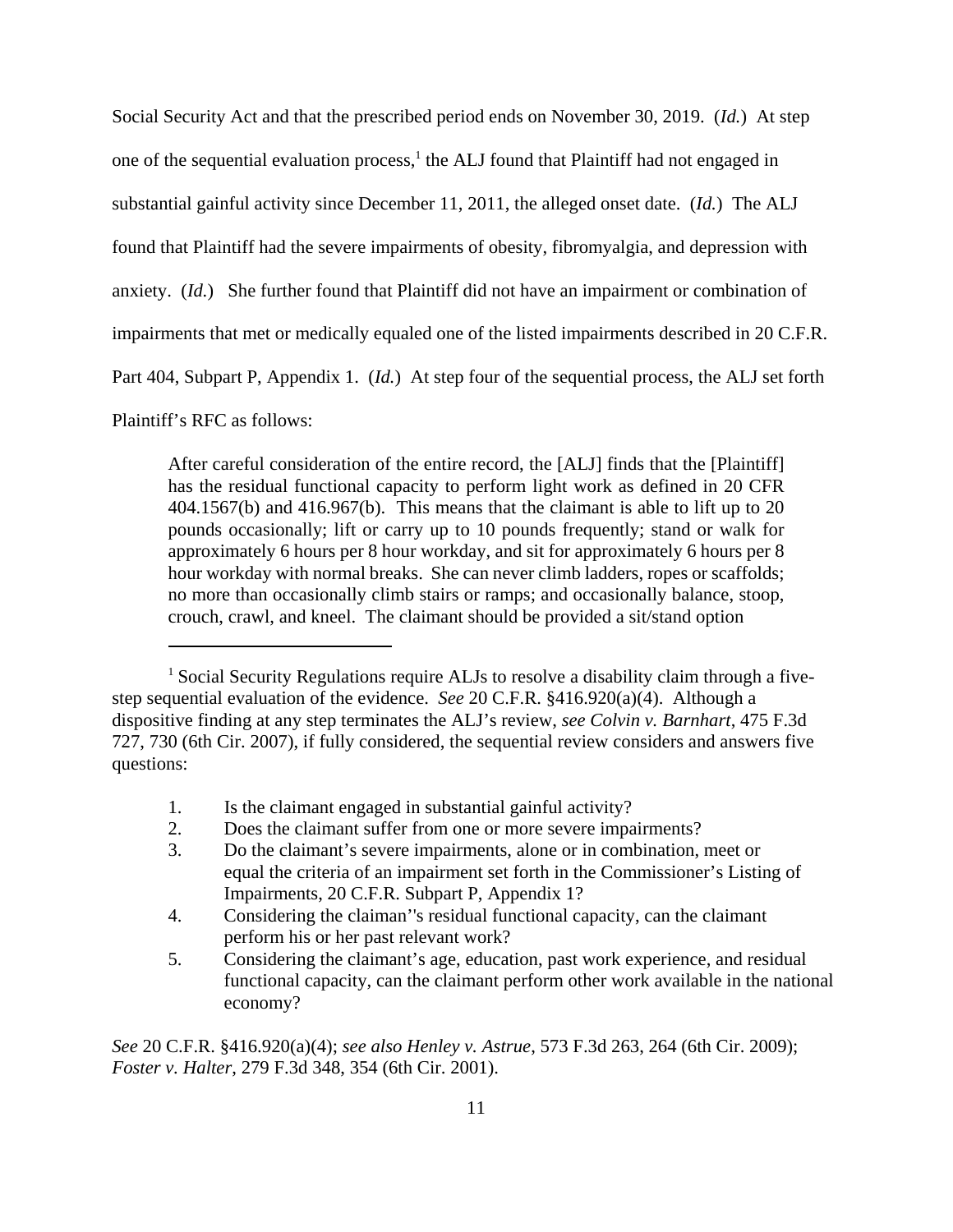Social Security Act and that the prescribed period ends on November 30, 2019. (*Id.*) At step one of the sequential evaluation process,[1] the ALJ found that Plaintiff had not engaged in substantial gainful activity since December 11, 2011, the alleged onset date. (*Id.*) The ALJ found that Plaintiff had the severe impairments of obesity, fibromyalgia, and depression with anxiety. (*Id.*) She further found that Plaintiff did not have an impairment or combination of impairments that met or medically equaled one of the listed impairments described in 20 C.F.R. Part 404, Subpart P, Appendix 1. (*Id.*) At step four of the sequential process, the ALJ set forth Plaintiff's RFC as follows:

> After careful consideration of the entire record, the [ALJ] finds that the [Plaintiff] has the residual functional capacity to perform light work as defined in 20 CFR 404.1567(b) and 416.967(b). This means that the claimant is able to lift up to 20 pounds occasionally; lift or carry up to 10 pounds frequently; stand or walk for approximately 6 hours per 8 hour workday, and sit for approximately 6 hours per 8 hour workday with normal breaks. She can never climb ladders, ropes or scaffolds; no more than occasionally climb stairs or ramps; and occasionally balance, stoop, crouch, crawl, and kneel. The claimant should be provided a sit/stand option

---

[1] Social Security Regulations require ALJs to resolve a disability claim through a five-step sequential evaluation of the evidence. *See* 20 C.F.R. §416.920(a)(4). Although a dispositive finding at any step terminates the ALJ's review, *see Colvin v. Barnhart*, 475 F.3d 727, 730 (6th Cir. 2007), if fully considered, the sequential review considers and answers five questions:

1. Is the claimant engaged in substantial gainful activity?
2. Does the claimant suffer from one or more severe impairments?
3. Do the claimant's severe impairments, alone or in combination, meet or equal the criteria of an impairment set forth in the Commissioner's Listing of Impairments, 20 C.F.R. Subpart P, Appendix 1?
4. Considering the claiman''s residual functional capacity, can the claimant perform his or her past relevant work?
5. Considering the claimant's age, education, past work experience, and residual functional capacity, can the claimant perform other work available in the national economy?

*See* 20 C.F.R. §416.920(a)(4); *see also Henley v. Astrue*, 573 F.3d 263, 264 (6th Cir. 2009); *Foster v. Halter*, 279 F.3d 348, 354 (6th Cir. 2001).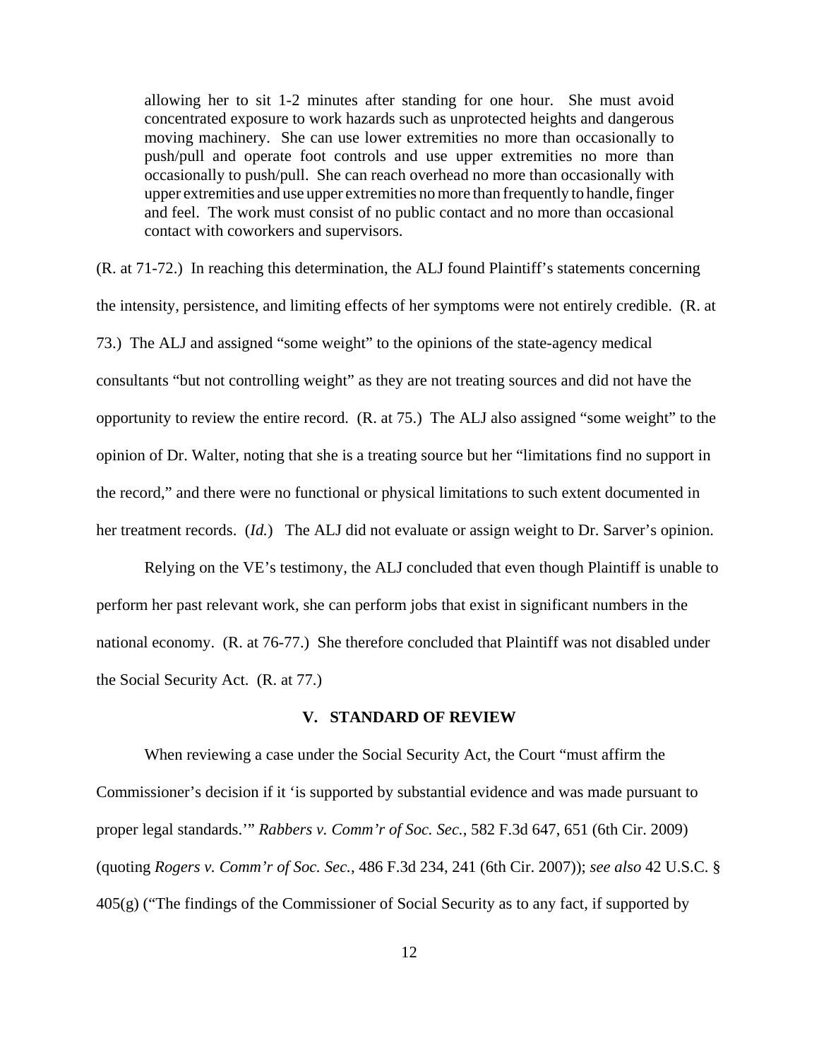> allowing her to sit 1-2 minutes after standing for one hour. She must avoid concentrated exposure to work hazards such as unprotected heights and dangerous moving machinery. She can use lower extremities no more than occasionally to push/pull and operate foot controls and use upper extremities no more than occasionally to push/pull. She can reach overhead no more than occasionally with upper extremities and use upper extremities no more than frequently to handle, finger and feel. The work must consist of no public contact and no more than occasional contact with coworkers and supervisors.

(R. at 71-72.) In reaching this determination, the ALJ found Plaintiff's statements concerning the intensity, persistence, and limiting effects of her symptoms were not entirely credible. (R. at 73.) The ALJ and assigned "some weight" to the opinions of the state-agency medical consultants "but not controlling weight" as they are not treating sources and did not have the opportunity to review the entire record. (R. at 75.) The ALJ also assigned "some weight" to the opinion of Dr. Walter, noting that she is a treating source but her "limitations find no support in the record," and there were no functional or physical limitations to such extent documented in her treatment records. (*Id.*) The ALJ did not evaluate or assign weight to Dr. Sarver's opinion.

Relying on the VE's testimony, the ALJ concluded that even though Plaintiff is unable to perform her past relevant work, she can perform jobs that exist in significant numbers in the national economy. (R. at 76-77.) She therefore concluded that Plaintiff was not disabled under the Social Security Act. (R. at 77.)

## V. STANDARD OF REVIEW

When reviewing a case under the Social Security Act, the Court "must affirm the Commissioner's decision if it 'is supported by substantial evidence and was made pursuant to proper legal standards.'" *Rabbers v. Comm'r of Soc. Sec.*, 582 F.3d 647, 651 (6th Cir. 2009) (quoting *Rogers v. Comm'r of Soc. Sec.*, 486 F.3d 234, 241 (6th Cir. 2007)); *see also* 42 U.S.C. § 405(g) ("The findings of the Commissioner of Social Security as to any fact, if supported by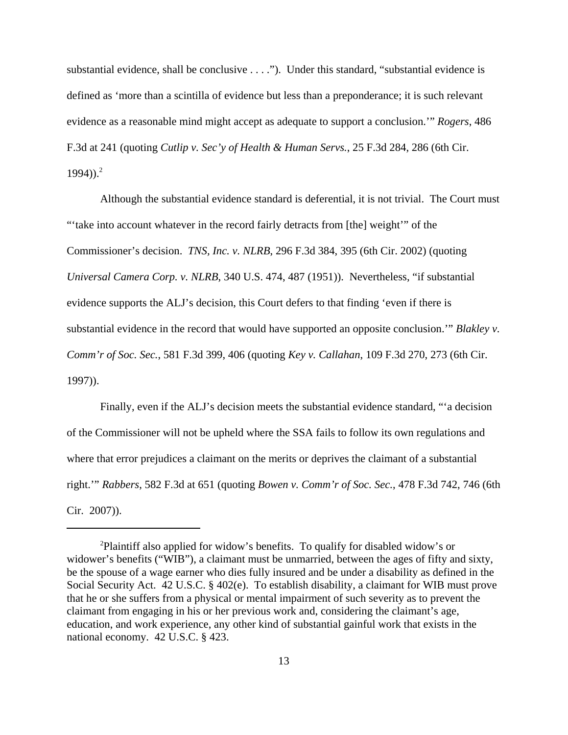substantial evidence, shall be conclusive . . . ."). Under this standard, "substantial evidence is defined as 'more than a scintilla of evidence but less than a preponderance; it is such relevant evidence as a reasonable mind might accept as adequate to support a conclusion.'" *Rogers*, 486 F.3d at 241 (quoting *Cutlip v. Sec'y of Health & Human Servs.*, 25 F.3d 284, 286 (6th Cir. 1994)).[2]

Although the substantial evidence standard is deferential, it is not trivial. The Court must "'take into account whatever in the record fairly detracts from [the] weight'" of the Commissioner's decision. *TNS, Inc. v. NLRB*, 296 F.3d 384, 395 (6th Cir. 2002) (quoting *Universal Camera Corp. v. NLRB*, 340 U.S. 474, 487 (1951)). Nevertheless, "if substantial evidence supports the ALJ's decision, this Court defers to that finding 'even if there is substantial evidence in the record that would have supported an opposite conclusion.'" *Blakley v. Comm'r of Soc. Sec.*, 581 F.3d 399, 406 (quoting *Key v. Callahan*, 109 F.3d 270, 273 (6th Cir. 1997)).

Finally, even if the ALJ's decision meets the substantial evidence standard, "'a decision of the Commissioner will not be upheld where the SSA fails to follow its own regulations and where that error prejudices a claimant on the merits or deprives the claimant of a substantial right.'" *Rabbers*, 582 F.3d at 651 (quoting *Bowen v. Comm'r of Soc. Sec.*, 478 F.3d 742, 746 (6th Cir. 2007)).

---

[2]Plaintiff also applied for widow's benefits. To qualify for disabled widow's or widower's benefits ("WIB"), a claimant must be unmarried, between the ages of fifty and sixty, be the spouse of a wage earner who dies fully insured and be under a disability as defined in the Social Security Act. 42 U.S.C. § 402(e). To establish disability, a claimant for WIB must prove that he or she suffers from a physical or mental impairment of such severity as to prevent the claimant from engaging in his or her previous work and, considering the claimant's age, education, and work experience, any other kind of substantial gainful work that exists in the national economy. 42 U.S.C. § 423.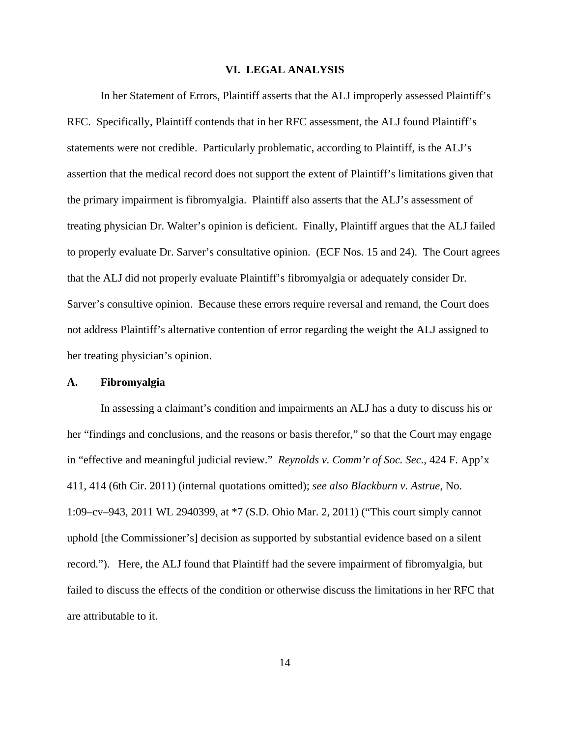## VI. LEGAL ANALYSIS

In her Statement of Errors, Plaintiff asserts that the ALJ improperly assessed Plaintiff's RFC. Specifically, Plaintiff contends that in her RFC assessment, the ALJ found Plaintiff's statements were not credible. Particularly problematic, according to Plaintiff, is the ALJ's assertion that the medical record does not support the extent of Plaintiff's limitations given that the primary impairment is fibromyalgia. Plaintiff also asserts that the ALJ's assessment of treating physician Dr. Walter's opinion is deficient. Finally, Plaintiff argues that the ALJ failed to properly evaluate Dr. Sarver's consultative opinion. (ECF Nos. 15 and 24). The Court agrees that the ALJ did not properly evaluate Plaintiff's fibromyalgia or adequately consider Dr. Sarver's consultive opinion. Because these errors require reversal and remand, the Court does not address Plaintiff's alternative contention of error regarding the weight the ALJ assigned to her treating physician's opinion.

### A. Fibromyalgia

In assessing a claimant's condition and impairments an ALJ has a duty to discuss his or her "findings and conclusions, and the reasons or basis therefor," so that the Court may engage in "effective and meaningful judicial review." *Reynolds v. Comm'r of Soc. Sec.*, 424 F. App'x 411, 414 (6th Cir. 2011) (internal quotations omitted); *see also Blackburn v. Astrue*, No. 1:09–cv–943, 2011 WL 2940399, at *7 (S.D. Ohio Mar. 2, 2011) ("This court simply cannot uphold [the Commissioner's] decision as supported by substantial evidence based on a silent record."). Here, the ALJ found that Plaintiff had the severe impairment of fibromyalgia, but failed to discuss the effects of the condition or otherwise discuss the limitations in her RFC that are attributable to it.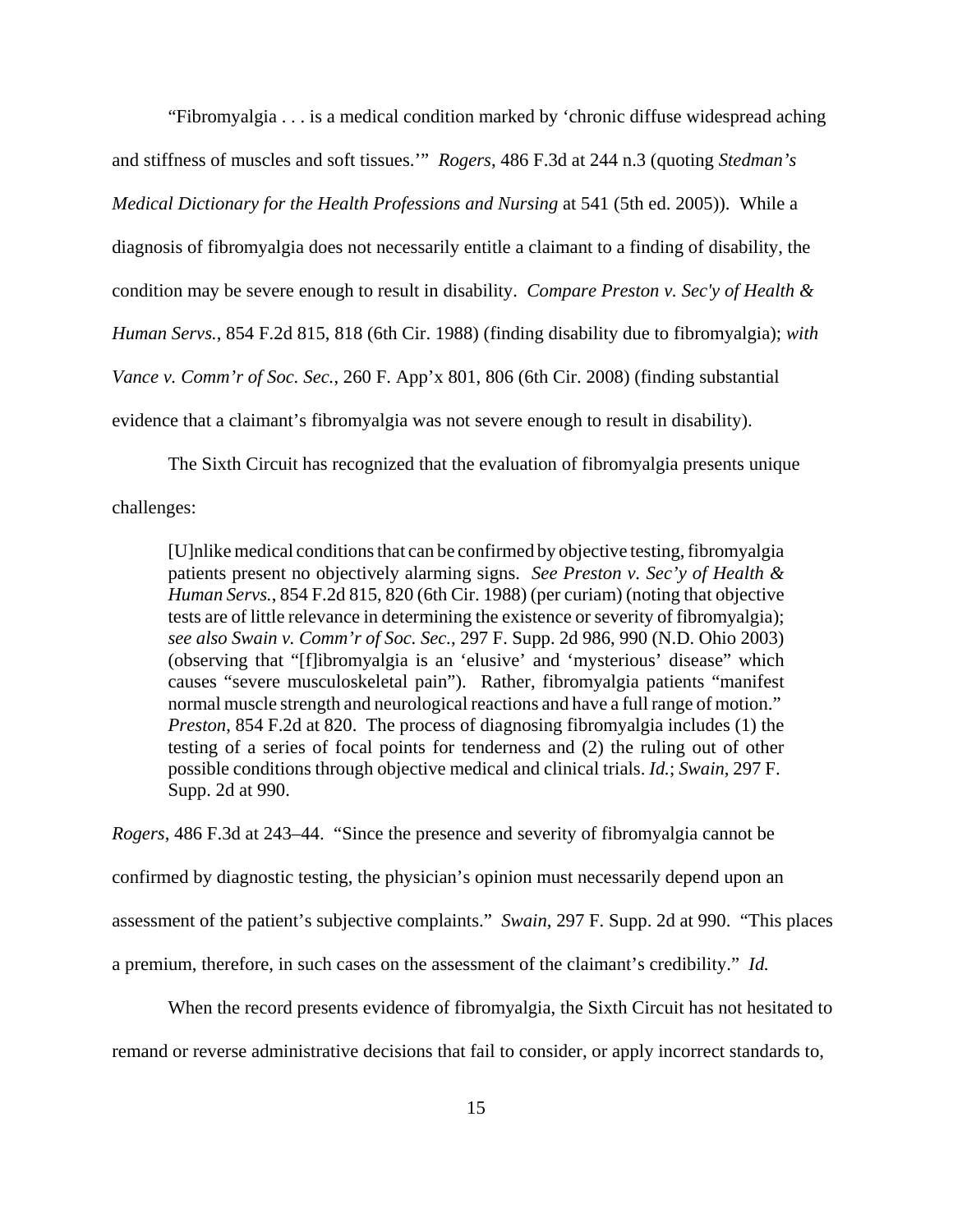"Fibromyalgia . . . is a medical condition marked by 'chronic diffuse widespread aching and stiffness of muscles and soft tissues.'" *Rogers*, 486 F.3d at 244 n.3 (quoting *Stedman's Medical Dictionary for the Health Professions and Nursing* at 541 (5th ed. 2005)). While a diagnosis of fibromyalgia does not necessarily entitle a claimant to a finding of disability, the condition may be severe enough to result in disability. *Compare Preston v. Sec'y of Health & Human Servs.*, 854 F.2d 815, 818 (6th Cir. 1988) (finding disability due to fibromyalgia); *with Vance v. Comm'r of Soc. Sec.*, 260 F. App'x 801, 806 (6th Cir. 2008) (finding substantial evidence that a claimant's fibromyalgia was not severe enough to result in disability).

The Sixth Circuit has recognized that the evaluation of fibromyalgia presents unique challenges:

> [U]nlike medical conditions that can be confirmed by objective testing, fibromyalgia patients present no objectively alarming signs. *See Preston v. Sec'y of Health & Human Servs.*, 854 F.2d 815, 820 (6th Cir. 1988) (per curiam) (noting that objective tests are of little relevance in determining the existence or severity of fibromyalgia); *see also Swain v. Comm'r of Soc. Sec.*, 297 F. Supp. 2d 986, 990 (N.D. Ohio 2003) (observing that "[f]ibromyalgia is an 'elusive' and 'mysterious' disease" which causes "severe musculoskeletal pain"). Rather, fibromyalgia patients "manifest normal muscle strength and neurological reactions and have a full range of motion." *Preston*, 854 F.2d at 820. The process of diagnosing fibromyalgia includes (1) the testing of a series of focal points for tenderness and (2) the ruling out of other possible conditions through objective medical and clinical trials. *Id.*; *Swain*, 297 F. Supp. 2d at 990.

*Rogers*, 486 F.3d at 243–44. "Since the presence and severity of fibromyalgia cannot be confirmed by diagnostic testing, the physician's opinion must necessarily depend upon an assessment of the patient's subjective complaints." *Swain*, 297 F. Supp. 2d at 990. "This places a premium, therefore, in such cases on the assessment of the claimant's credibility." *Id.*

When the record presents evidence of fibromyalgia, the Sixth Circuit has not hesitated to remand or reverse administrative decisions that fail to consider, or apply incorrect standards to,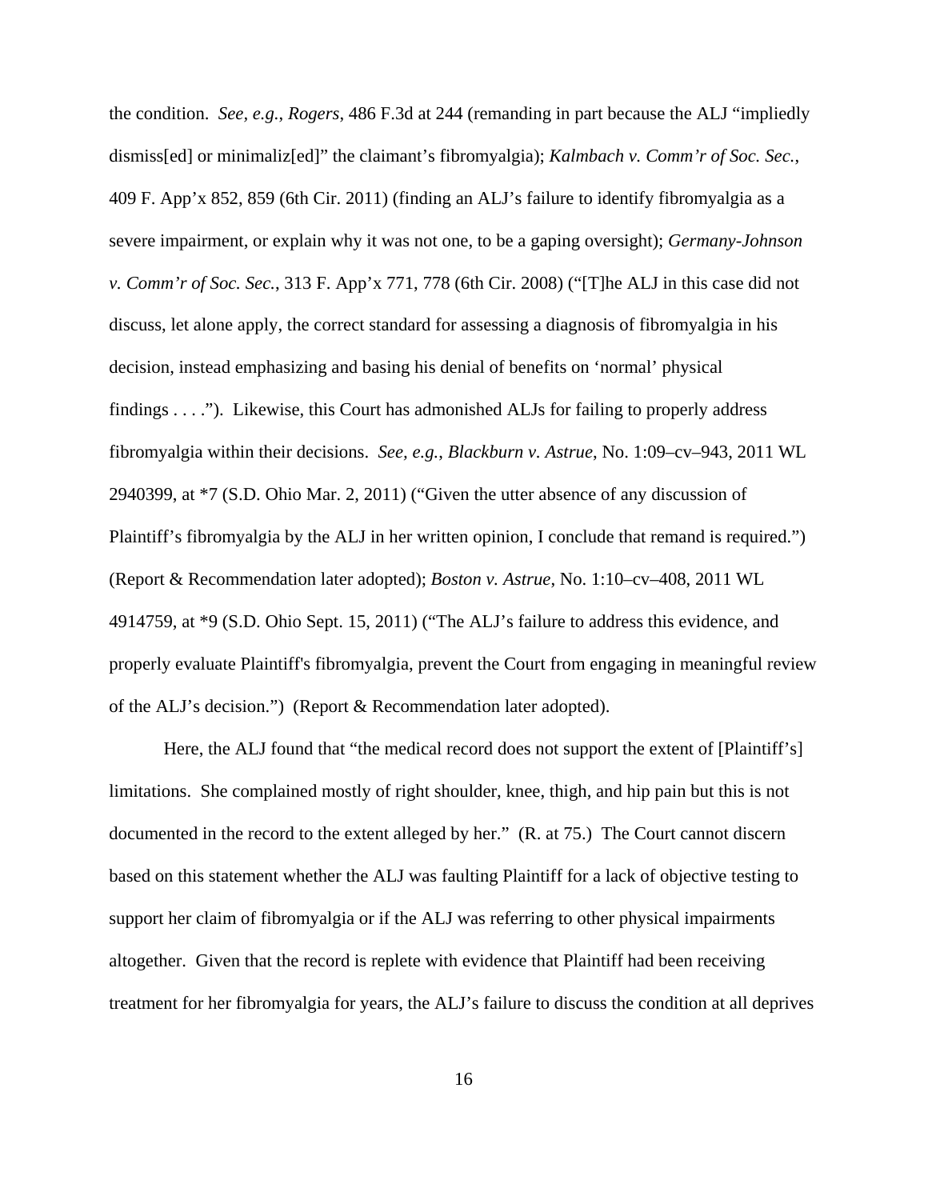the condition. *See, e.g.*, *Rogers*, 486 F.3d at 244 (remanding in part because the ALJ "impliedly dismiss[ed] or minimaliz[ed]" the claimant's fibromyalgia); *Kalmbach v. Comm'r of Soc. Sec.*, 409 F. App'x 852, 859 (6th Cir. 2011) (finding an ALJ's failure to identify fibromyalgia as a severe impairment, or explain why it was not one, to be a gaping oversight); *Germany-Johnson v. Comm'r of Soc. Sec.*, 313 F. App'x 771, 778 (6th Cir. 2008) ("[T]he ALJ in this case did not discuss, let alone apply, the correct standard for assessing a diagnosis of fibromyalgia in his decision, instead emphasizing and basing his denial of benefits on 'normal' physical findings . . . ."). Likewise, this Court has admonished ALJs for failing to properly address fibromyalgia within their decisions. *See, e.g.*, *Blackburn v. Astrue*, No. 1:09–cv–943, 2011 WL 2940399, at *7 (S.D. Ohio Mar. 2, 2011) ("Given the utter absence of any discussion of Plaintiff's fibromyalgia by the ALJ in her written opinion, I conclude that remand is required.") (Report & Recommendation later adopted); *Boston v. Astrue*, No. 1:10–cv–408, 2011 WL 4914759, at *9 (S.D. Ohio Sept. 15, 2011) ("The ALJ's failure to address this evidence, and properly evaluate Plaintiff's fibromyalgia, prevent the Court from engaging in meaningful review of the ALJ's decision.") (Report & Recommendation later adopted).

Here, the ALJ found that "the medical record does not support the extent of [Plaintiff's] limitations. She complained mostly of right shoulder, knee, thigh, and hip pain but this is not documented in the record to the extent alleged by her." (R. at 75.) The Court cannot discern based on this statement whether the ALJ was faulting Plaintiff for a lack of objective testing to support her claim of fibromyalgia or if the ALJ was referring to other physical impairments altogether. Given that the record is replete with evidence that Plaintiff had been receiving treatment for her fibromyalgia for years, the ALJ's failure to discuss the condition at all deprives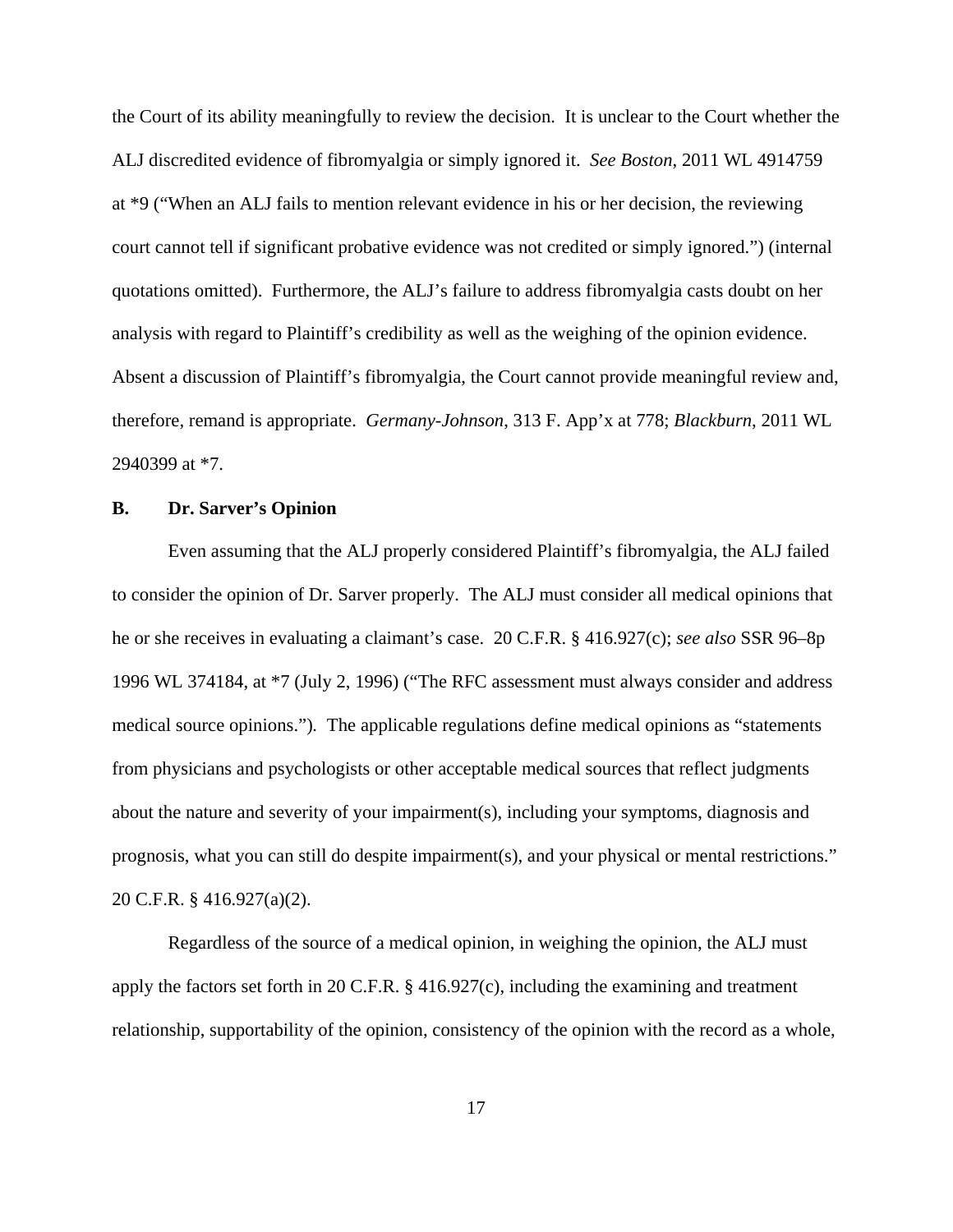the Court of its ability meaningfully to review the decision. It is unclear to the Court whether the ALJ discredited evidence of fibromyalgia or simply ignored it. *See Boston*, 2011 WL 4914759 at *9 ("When an ALJ fails to mention relevant evidence in his or her decision, the reviewing court cannot tell if significant probative evidence was not credited or simply ignored.") (internal quotations omitted). Furthermore, the ALJ's failure to address fibromyalgia casts doubt on her analysis with regard to Plaintiff's credibility as well as the weighing of the opinion evidence. Absent a discussion of Plaintiff's fibromyalgia, the Court cannot provide meaningful review and, therefore, remand is appropriate. *Germany-Johnson*, 313 F. App'x at 778; *Blackburn*, 2011 WL 2940399 at *7.

**B. Dr. Sarver's Opinion**

Even assuming that the ALJ properly considered Plaintiff's fibromyalgia, the ALJ failed to consider the opinion of Dr. Sarver properly. The ALJ must consider all medical opinions that he or she receives in evaluating a claimant's case. 20 C.F.R. § 416.927(c); *see also* SSR 96–8p 1996 WL 374184, at *7 (July 2, 1996) ("The RFC assessment must always consider and address medical source opinions."). The applicable regulations define medical opinions as "statements from physicians and psychologists or other acceptable medical sources that reflect judgments about the nature and severity of your impairment(s), including your symptoms, diagnosis and prognosis, what you can still do despite impairment(s), and your physical or mental restrictions." 20 C.F.R. § 416.927(a)(2).

Regardless of the source of a medical opinion, in weighing the opinion, the ALJ must apply the factors set forth in 20 C.F.R. § 416.927(c), including the examining and treatment relationship, supportability of the opinion, consistency of the opinion with the record as a whole,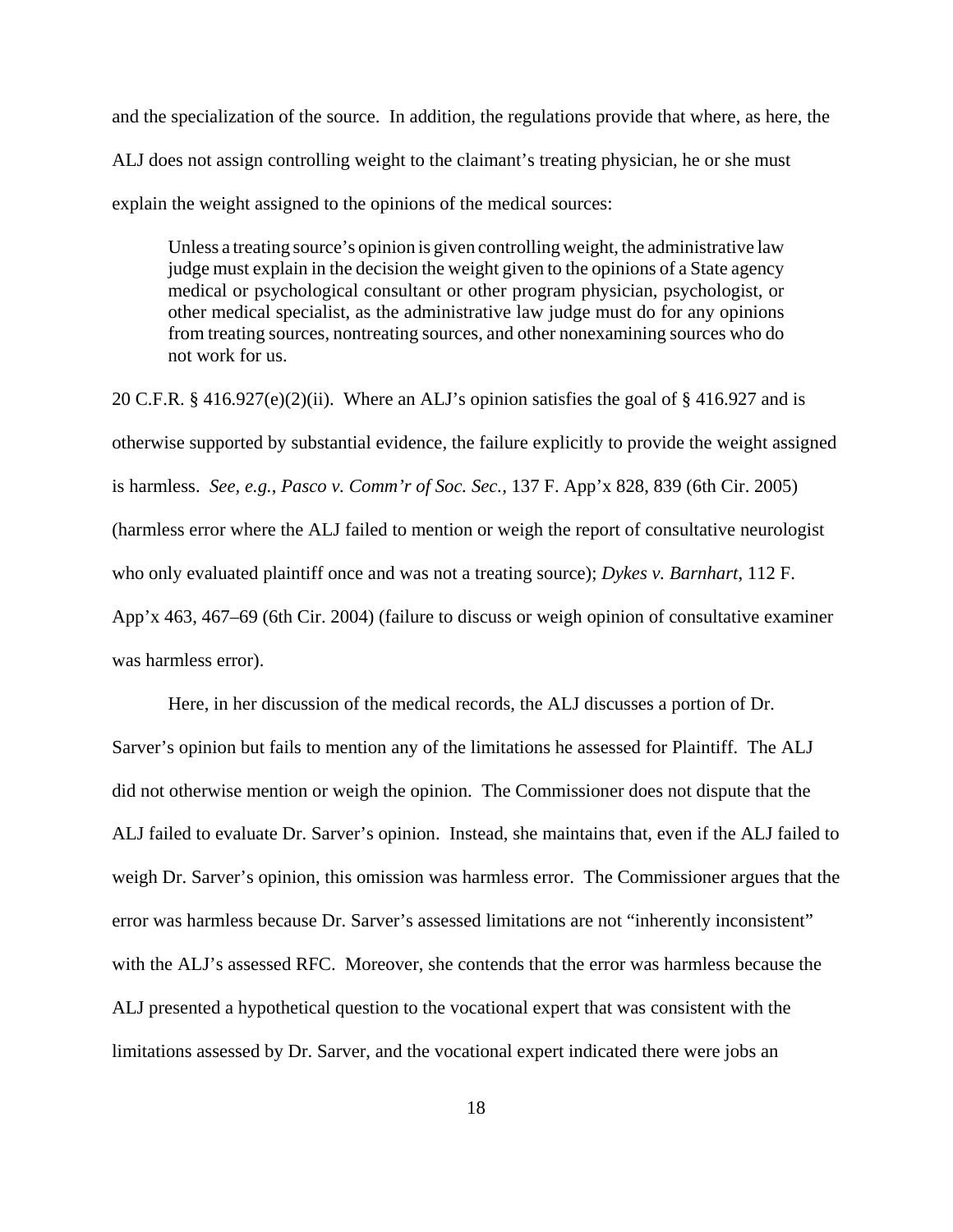and the specialization of the source. In addition, the regulations provide that where, as here, the ALJ does not assign controlling weight to the claimant's treating physician, he or she must explain the weight assigned to the opinions of the medical sources:

> Unless a treating source's opinion is given controlling weight, the administrative law judge must explain in the decision the weight given to the opinions of a State agency medical or psychological consultant or other program physician, psychologist, or other medical specialist, as the administrative law judge must do for any opinions from treating sources, nontreating sources, and other nonexamining sources who do not work for us.

20 C.F.R. § 416.927(e)(2)(ii). Where an ALJ's opinion satisfies the goal of § 416.927 and is otherwise supported by substantial evidence, the failure explicitly to provide the weight assigned is harmless. *See, e.g.*, *Pasco v. Comm'r of Soc. Sec.*, 137 F. App'x 828, 839 (6th Cir. 2005) (harmless error where the ALJ failed to mention or weigh the report of consultative neurologist who only evaluated plaintiff once and was not a treating source); *Dykes v. Barnhart*, 112 F. App'x 463, 467–69 (6th Cir. 2004) (failure to discuss or weigh opinion of consultative examiner was harmless error).

Here, in her discussion of the medical records, the ALJ discusses a portion of Dr. Sarver's opinion but fails to mention any of the limitations he assessed for Plaintiff. The ALJ did not otherwise mention or weigh the opinion. The Commissioner does not dispute that the ALJ failed to evaluate Dr. Sarver's opinion. Instead, she maintains that, even if the ALJ failed to weigh Dr. Sarver's opinion, this omission was harmless error. The Commissioner argues that the error was harmless because Dr. Sarver's assessed limitations are not "inherently inconsistent" with the ALJ's assessed RFC. Moreover, she contends that the error was harmless because the ALJ presented a hypothetical question to the vocational expert that was consistent with the limitations assessed by Dr. Sarver, and the vocational expert indicated there were jobs an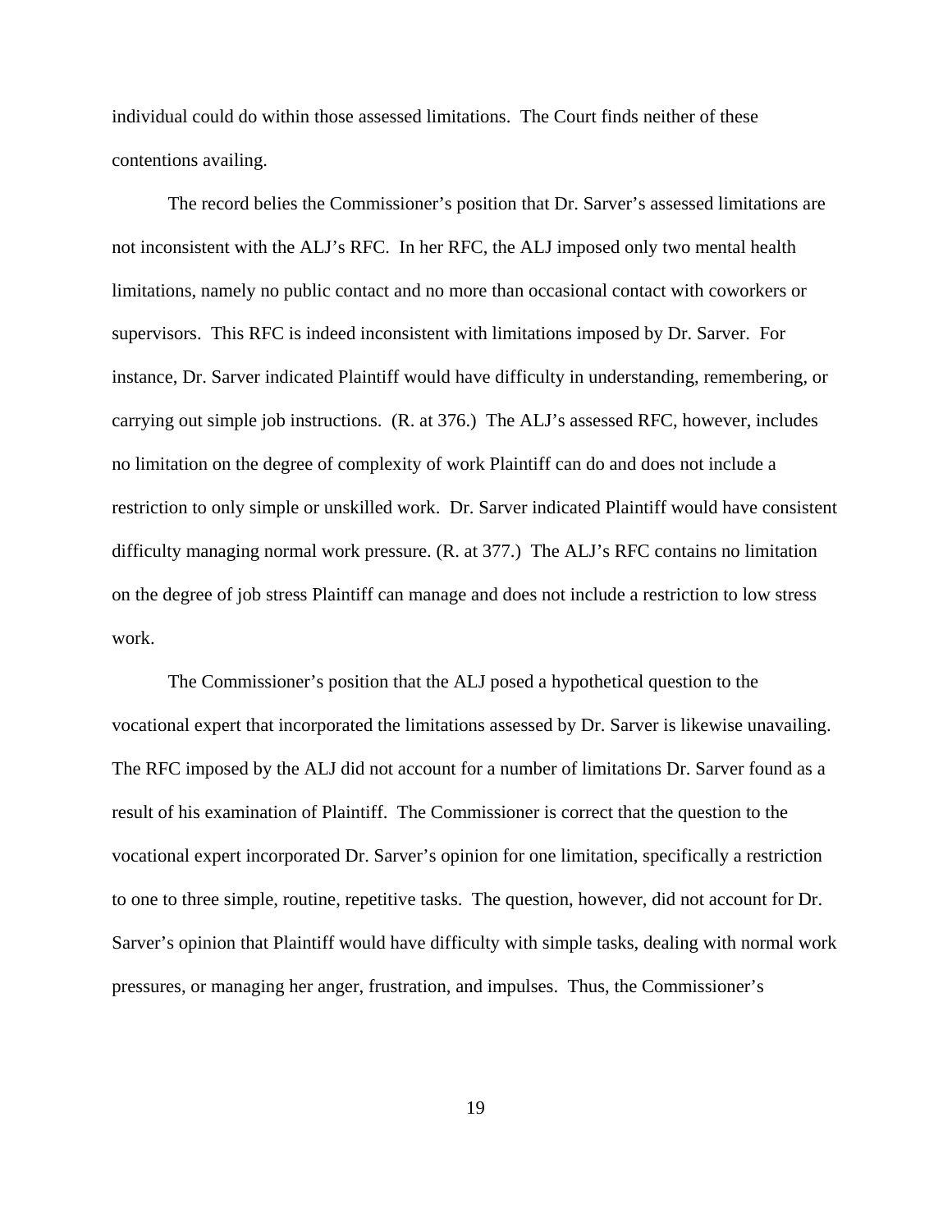individual could do within those assessed limitations. The Court finds neither of these contentions availing.

The record belies the Commissioner's position that Dr. Sarver's assessed limitations are not inconsistent with the ALJ's RFC. In her RFC, the ALJ imposed only two mental health limitations, namely no public contact and no more than occasional contact with coworkers or supervisors. This RFC is indeed inconsistent with limitations imposed by Dr. Sarver. For instance, Dr. Sarver indicated Plaintiff would have difficulty in understanding, remembering, or carrying out simple job instructions. (R. at 376.) The ALJ's assessed RFC, however, includes no limitation on the degree of complexity of work Plaintiff can do and does not include a restriction to only simple or unskilled work. Dr. Sarver indicated Plaintiff would have consistent difficulty managing normal work pressure. (R. at 377.) The ALJ's RFC contains no limitation on the degree of job stress Plaintiff can manage and does not include a restriction to low stress work.

The Commissioner's position that the ALJ posed a hypothetical question to the vocational expert that incorporated the limitations assessed by Dr. Sarver is likewise unavailing. The RFC imposed by the ALJ did not account for a number of limitations Dr. Sarver found as a result of his examination of Plaintiff. The Commissioner is correct that the question to the vocational expert incorporated Dr. Sarver's opinion for one limitation, specifically a restriction to one to three simple, routine, repetitive tasks. The question, however, did not account for Dr. Sarver's opinion that Plaintiff would have difficulty with simple tasks, dealing with normal work pressures, or managing her anger, frustration, and impulses. Thus, the Commissioner's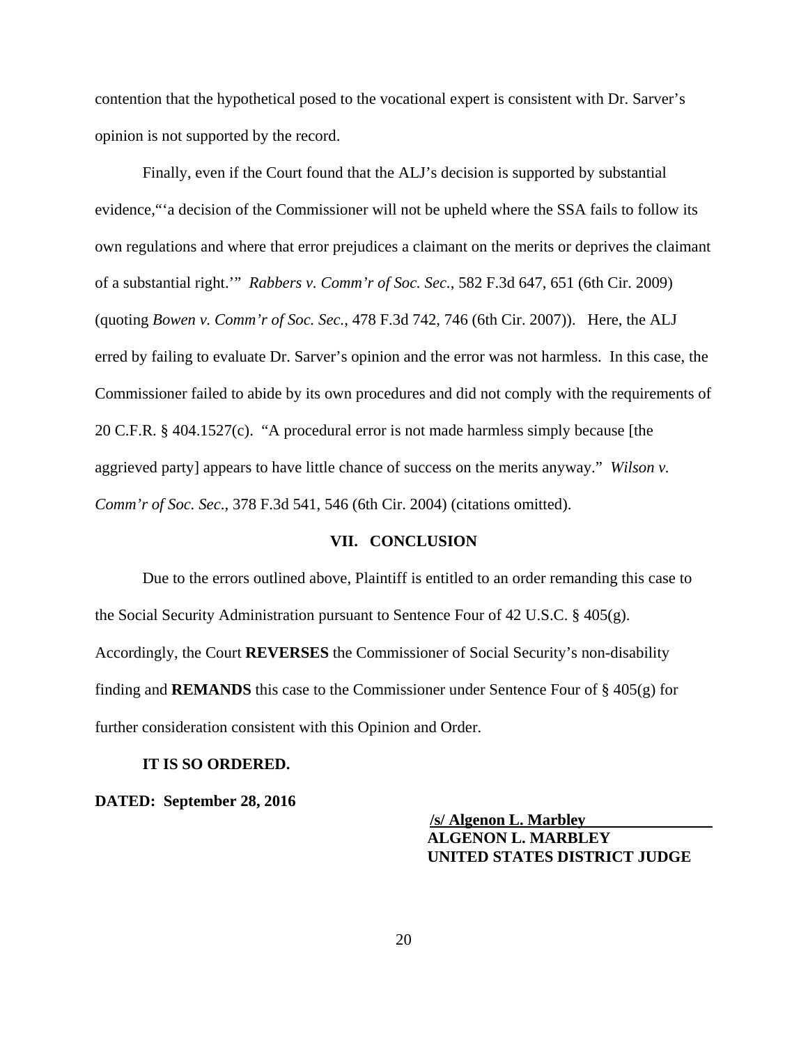contention that the hypothetical posed to the vocational expert is consistent with Dr. Sarver's opinion is not supported by the record.

Finally, even if the Court found that the ALJ's decision is supported by substantial evidence,"'a decision of the Commissioner will not be upheld where the SSA fails to follow its own regulations and where that error prejudices a claimant on the merits or deprives the claimant of a substantial right.'" *Rabbers v. Comm'r of Soc. Sec.*, 582 F.3d 647, 651 (6th Cir. 2009) (quoting *Bowen v. Comm'r of Soc. Sec.*, 478 F.3d 742, 746 (6th Cir. 2007)). Here, the ALJ erred by failing to evaluate Dr. Sarver's opinion and the error was not harmless. In this case, the Commissioner failed to abide by its own procedures and did not comply with the requirements of 20 C.F.R. § 404.1527(c). "A procedural error is not made harmless simply because [the aggrieved party] appears to have little chance of success on the merits anyway." *Wilson v. Comm'r of Soc. Sec.*, 378 F.3d 541, 546 (6th Cir. 2004) (citations omitted).

## VII. CONCLUSION

Due to the errors outlined above, Plaintiff is entitled to an order remanding this case to the Social Security Administration pursuant to Sentence Four of 42 U.S.C. § 405(g). Accordingly, the Court **REVERSES** the Commissioner of Social Security's non-disability finding and **REMANDS** this case to the Commissioner under Sentence Four of § 405(g) for further consideration consistent with this Opinion and Order.

**IT IS SO ORDERED.**

**DATED: September 28, 2016**

**/s/ Algenon L. Marbley**
**ALGENON L. MARBLEY**
**UNITED STATES DISTRICT JUDGE**